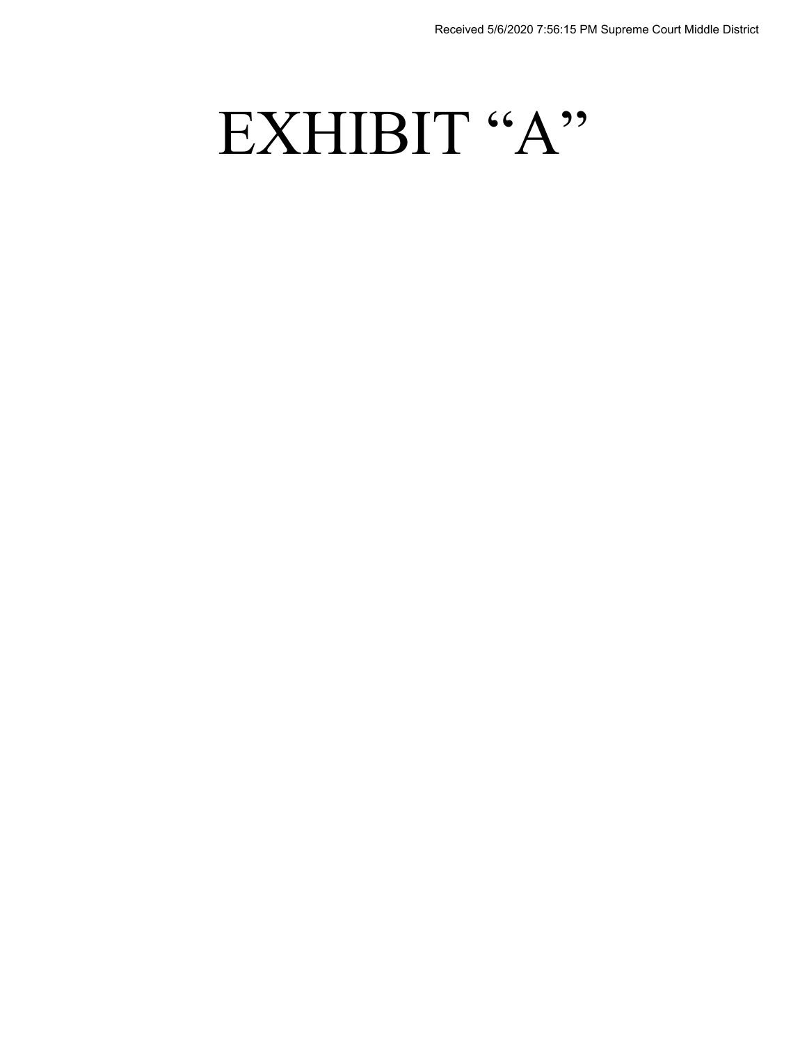Received 5/6/2020 7:56:15 PM Supreme Court Middle District

# EXHIBIT “A”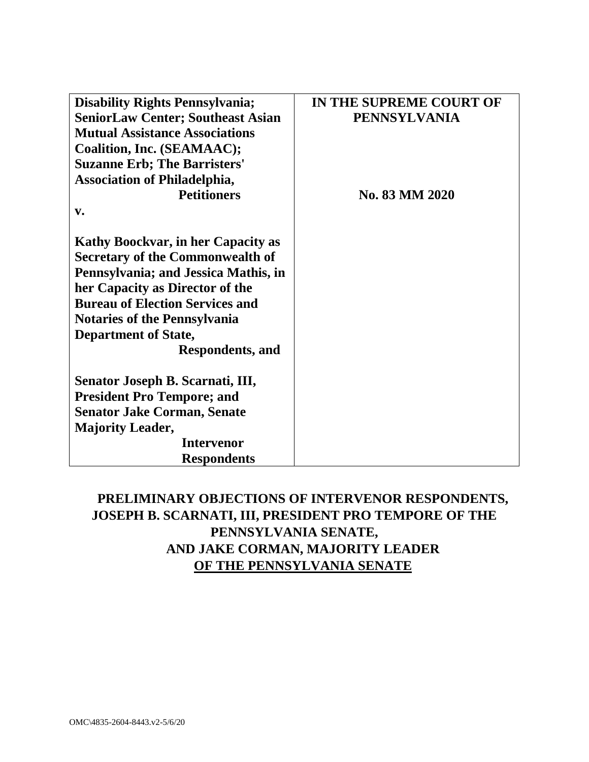| **Disability Rights Pennsylvania; SeniorLaw Center; Southeast Asian Mutual Assistance Associations Coalition, Inc. (SEAMAAC); Suzanne Erb; The Barristers' Association of Philadelphia,**<br>**Petitioners**<br>**v.**<br><br>**Kathy Boockvar, in her Capacity as Secretary of the Commonwealth of Pennsylvania; and Jessica Mathis, in her Capacity as Director of the Bureau of Election Services and Notaries of the Pennsylvania Department of State,**<br>**Respondents, and**<br><br>**Senator Joseph B. Scarnati, III, President Pro Tempore; and Senator Jake Corman, Senate Majority Leader,**<br>**Intervenor Respondents** | **IN THE SUPREME COURT OF PENNSYLVANIA**<br><br><br><br>**No. 83 MM 2020** |
|---|---|

**PRELIMINARY OBJECTIONS OF INTERVENOR RESPONDENTS, JOSEPH B. SCARNATI, III, PRESIDENT PRO TEMPORE OF THE PENNSYLVANIA SENATE, AND JAKE CORMAN, MAJORITY LEADER OF THE PENNSYLVANIA SENATE**

OMC\4835-2604-8443.v2-5/6/20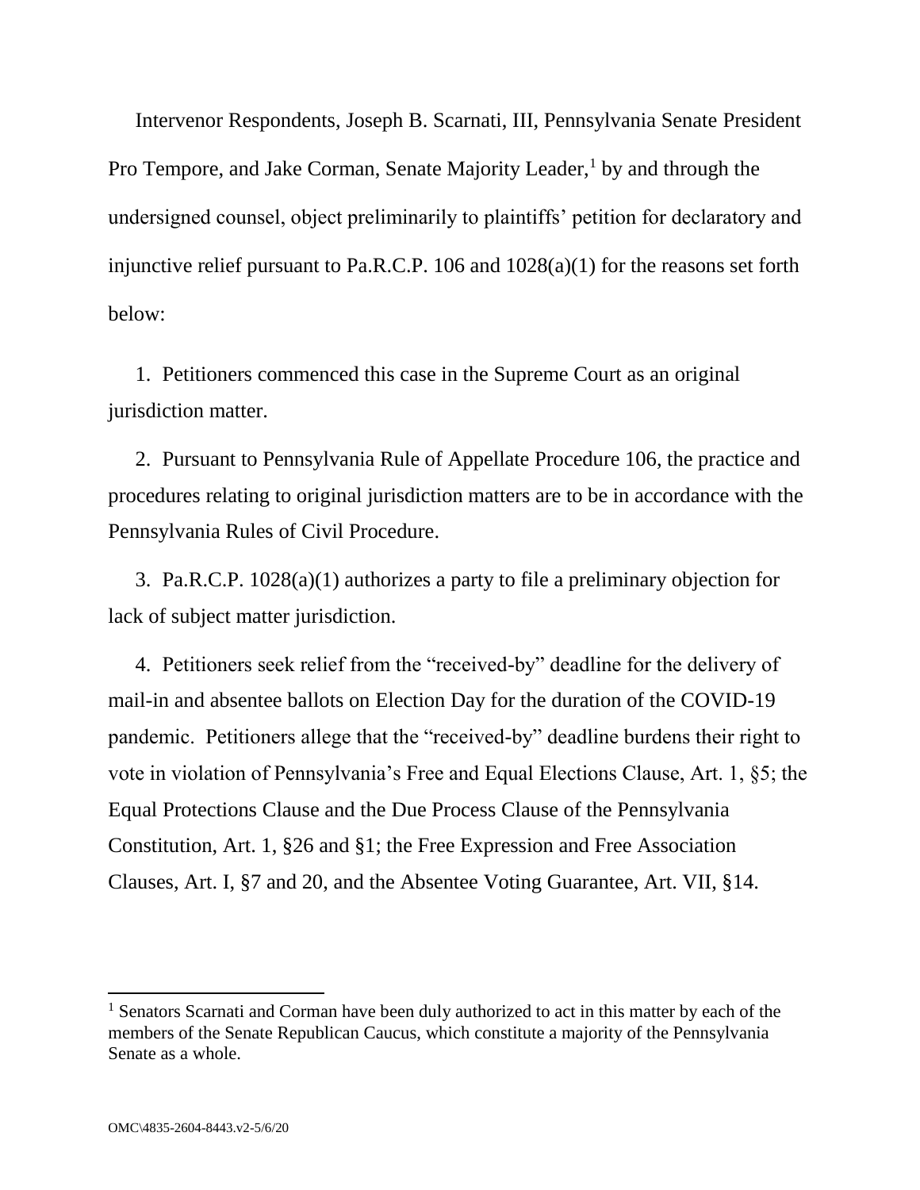Intervenor Respondents, Joseph B. Scarnati, III, Pennsylvania Senate President Pro Tempore, and Jake Corman, Senate Majority Leader,[1] by and through the undersigned counsel, object preliminarily to plaintiffs' petition for declaratory and injunctive relief pursuant to Pa.R.C.P. 106 and 1028(a)(1) for the reasons set forth below:

1. Petitioners commenced this case in the Supreme Court as an original jurisdiction matter.

2. Pursuant to Pennsylvania Rule of Appellate Procedure 106, the practice and procedures relating to original jurisdiction matters are to be in accordance with the Pennsylvania Rules of Civil Procedure.

3. Pa.R.C.P. 1028(a)(1) authorizes a party to file a preliminary objection for lack of subject matter jurisdiction.

4. Petitioners seek relief from the "received-by" deadline for the delivery of mail-in and absentee ballots on Election Day for the duration of the COVID-19 pandemic. Petitioners allege that the "received-by" deadline burdens their right to vote in violation of Pennsylvania's Free and Equal Elections Clause, Art. 1, §5; the Equal Protections Clause and the Due Process Clause of the Pennsylvania Constitution, Art. 1, §26 and §1; the Free Expression and Free Association Clauses, Art. I, §7 and 20, and the Absentee Voting Guarantee, Art. VII, §14.

---

[1] Senators Scarnati and Corman have been duly authorized to act in this matter by each of the members of the Senate Republican Caucus, which constitute a majority of the Pennsylvania Senate as a whole.

OMC\4835-2604-8443.v2-5/6/20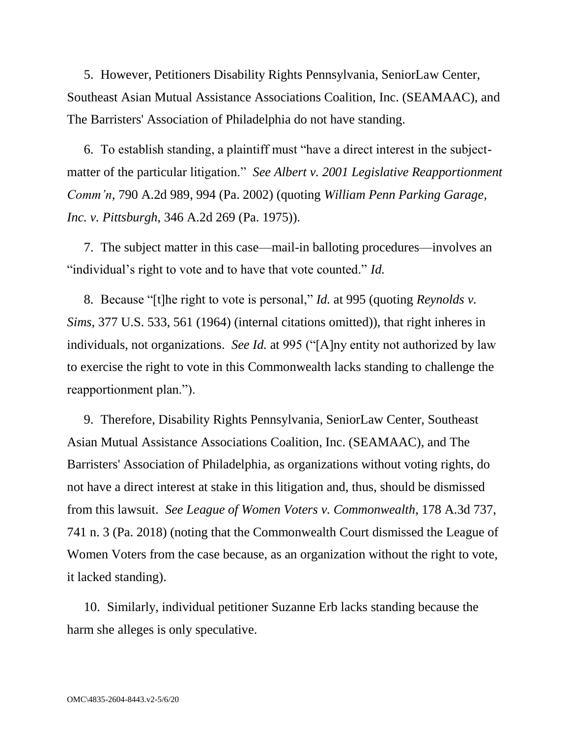5. However, Petitioners Disability Rights Pennsylvania, SeniorLaw Center, Southeast Asian Mutual Assistance Associations Coalition, Inc. (SEAMAAC), and The Barristers' Association of Philadelphia do not have standing.

6. To establish standing, a plaintiff must "have a direct interest in the subject-matter of the particular litigation." *See Albert v. 2001 Legislative Reapportionment Comm'n*, 790 A.2d 989, 994 (Pa. 2002) (quoting *William Penn Parking Garage, Inc. v. Pittsburgh*, 346 A.2d 269 (Pa. 1975)).

7. The subject matter in this case—mail-in balloting procedures—involves an "individual's right to vote and to have that vote counted." *Id.*

8. Because "[t]he right to vote is personal," *Id.* at 995 (quoting *Reynolds v. Sims*, 377 U.S. 533, 561 (1964) (internal citations omitted)), that right inheres in individuals, not organizations. *See Id.* at 995 ("[A]ny entity not authorized by law to exercise the right to vote in this Commonwealth lacks standing to challenge the reapportionment plan.").

9. Therefore, Disability Rights Pennsylvania, SeniorLaw Center, Southeast Asian Mutual Assistance Associations Coalition, Inc. (SEAMAAC), and The Barristers' Association of Philadelphia, as organizations without voting rights, do not have a direct interest at stake in this litigation and, thus, should be dismissed from this lawsuit. *See League of Women Voters v. Commonwealth*, 178 A.3d 737, 741 n. 3 (Pa. 2018) (noting that the Commonwealth Court dismissed the League of Women Voters from the case because, as an organization without the right to vote, it lacked standing).

10. Similarly, individual petitioner Suzanne Erb lacks standing because the harm she alleges is only speculative.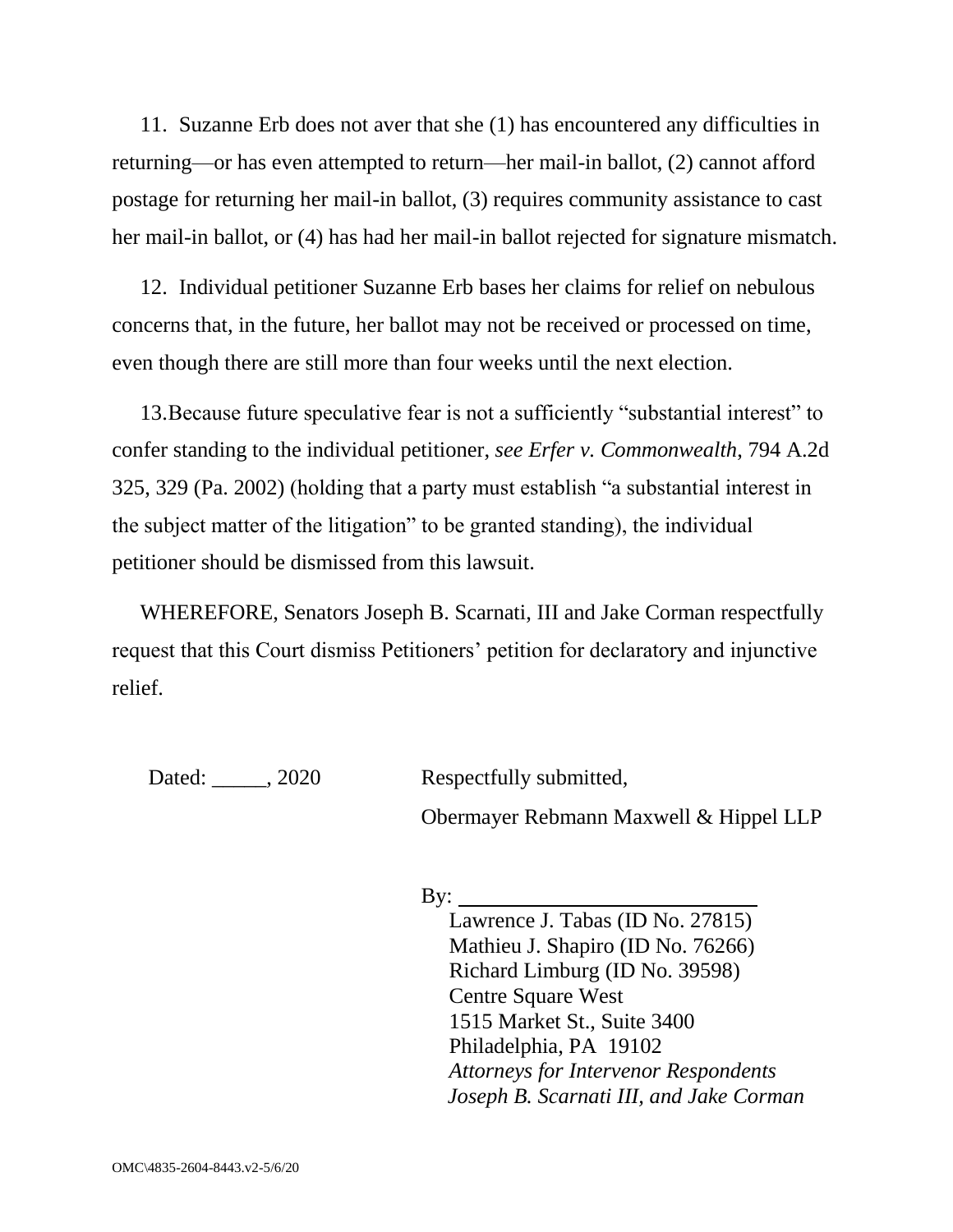11. Suzanne Erb does not aver that she (1) has encountered any difficulties in returning—or has even attempted to return—her mail-in ballot, (2) cannot afford postage for returning her mail-in ballot, (3) requires community assistance to cast her mail-in ballot, or (4) has had her mail-in ballot rejected for signature mismatch.

12. Individual petitioner Suzanne Erb bases her claims for relief on nebulous concerns that, in the future, her ballot may not be received or processed on time, even though there are still more than four weeks until the next election.

13. Because future speculative fear is not a sufficiently "substantial interest" to confer standing to the individual petitioner, *see Erfer v. Commonwealth*, 794 A.2d 325, 329 (Pa. 2002) (holding that a party must establish "a substantial interest in the subject matter of the litigation" to be granted standing), the individual petitioner should be dismissed from this lawsuit.

WHEREFORE, Senators Joseph B. Scarnati, III and Jake Corman respectfully request that this Court dismiss Petitioners' petition for declaratory and injunctive relief.

Dated: _____, 2020

Respectfully submitted,

Obermayer Rebmann Maxwell & Hippel LLP

By: ___________________________

Lawrence J. Tabas (ID No. 27815)
Mathieu J. Shapiro (ID No. 76266)
Richard Limburg (ID No. 39598)
Centre Square West
1515 Market St., Suite 3400
Philadelphia, PA 19102
*Attorneys for Intervenor Respondents Joseph B. Scarnati III, and Jake Corman*

OMC\4835-2604-8443.v2-5/6/20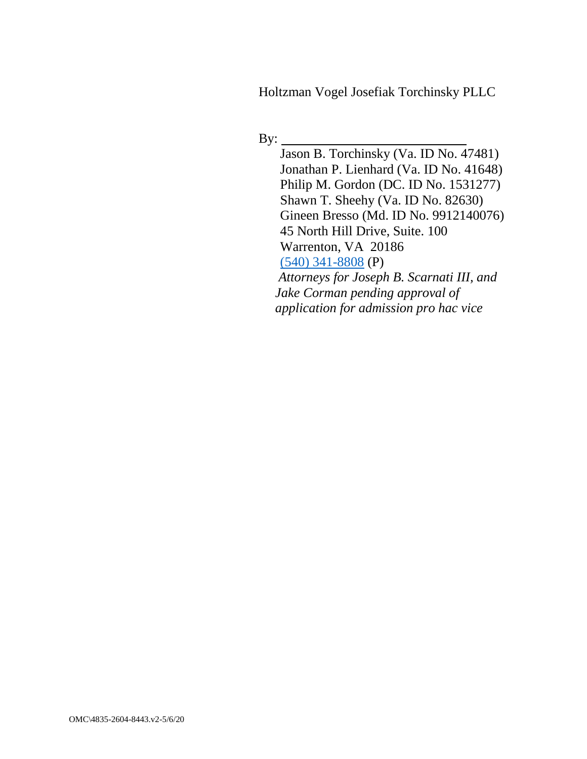Holtzman Vogel Josefiak Torchinsky PLLC

By: \_\_\_\_\_\_\_\_\_\_\_\_\_\_\_\_\_\_\_\_\_\_\_\_\_\_\_\_

Jason B. Torchinsky (Va. ID No. 47481)
Jonathan P. Lienhard (Va. ID No. 41648)
Philip M. Gordon (DC. ID No. 1531277)
Shawn T. Sheehy (Va. ID No. 82630)
Gineen Bresso (Md. ID No. 9912140076)
45 North Hill Drive, Suite. 100
Warrenton, VA 20186
(540) 341-8808 (P)

*Attorneys for Joseph B. Scarnati III, and Jake Corman pending approval of application for admission pro hac vice*

OMC\4835-2604-8443.v2-5/6/20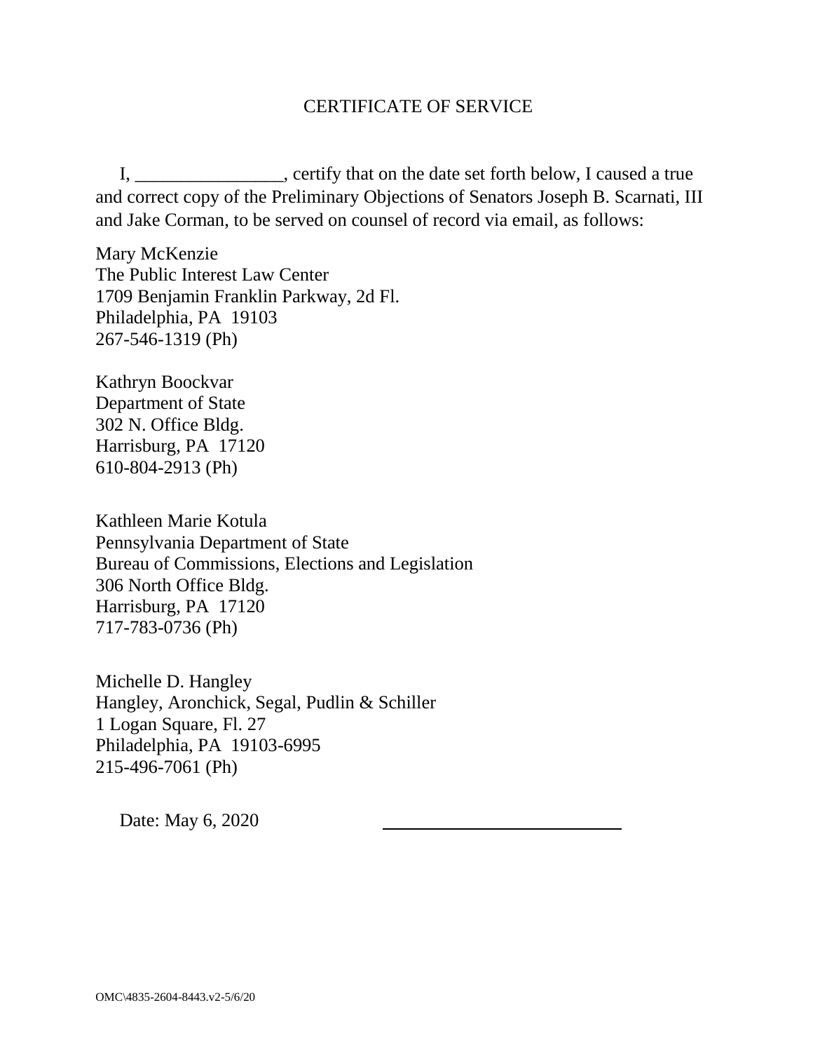## CERTIFICATE OF SERVICE

I, ________________, certify that on the date set forth below, I caused a true and correct copy of the Preliminary Objections of Senators Joseph B. Scarnati, III and Jake Corman, to be served on counsel of record via email, as follows:

Mary McKenzie
The Public Interest Law Center
1709 Benjamin Franklin Parkway, 2d Fl.
Philadelphia, PA 19103
267-546-1319 (Ph)

Kathryn Boockvar
Department of State
302 N. Office Bldg.
Harrisburg, PA 17120
610-804-2913 (Ph)

Kathleen Marie Kotula
Pennsylvania Department of State
Bureau of Commissions, Elections and Legislation
306 North Office Bldg.
Harrisburg, PA 17120
717-783-0736 (Ph)

Michelle D. Hangley
Hangley, Aronchick, Segal, Pudlin & Schiller
1 Logan Square, Fl. 27
Philadelphia, PA 19103-6995
215-496-7061 (Ph)

Date: May 6, 2020 ____________________________

OMC\4835-2604-8443.v2-5/6/20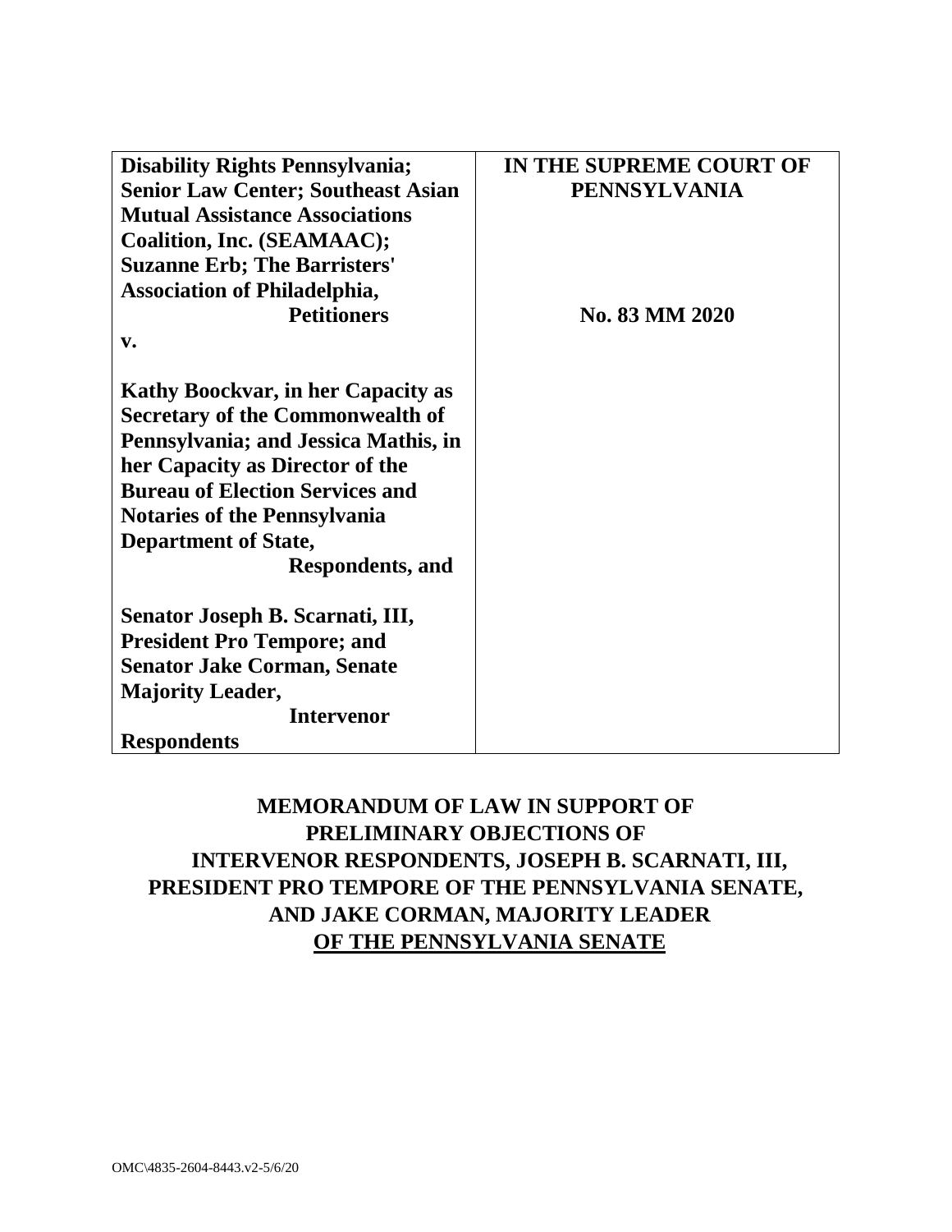| **Disability Rights Pennsylvania; Senior Law Center; Southeast Asian Mutual Assistance Associations Coalition, Inc. (SEAMAAC); Suzanne Erb; The Barristers' Association of Philadelphia,**<br>**Petitioners**<br>**v.**<br><br>**Kathy Boockvar, in her Capacity as Secretary of the Commonwealth of Pennsylvania; and Jessica Mathis, in her Capacity as Director of the Bureau of Election Services and Notaries of the Pennsylvania Department of State,**<br>**Respondents, and**<br><br>**Senator Joseph B. Scarnati, III, President Pro Tempore; and Senator Jake Corman, Senate Majority Leader,**<br>**Intervenor Respondents** | **IN THE SUPREME COURT OF PENNSYLVANIA**<br><br><br><br>**No. 83 MM 2020** |
|---|---|

**MEMORANDUM OF LAW IN SUPPORT OF PRELIMINARY OBJECTIONS OF INTERVENOR RESPONDENTS, JOSEPH B. SCARNATI, III, PRESIDENT PRO TEMPORE OF THE PENNSYLVANIA SENATE, AND JAKE CORMAN, MAJORITY LEADER OF THE PENNSYLVANIA SENATE**

OMC\4835-2604-8443.v2-5/6/20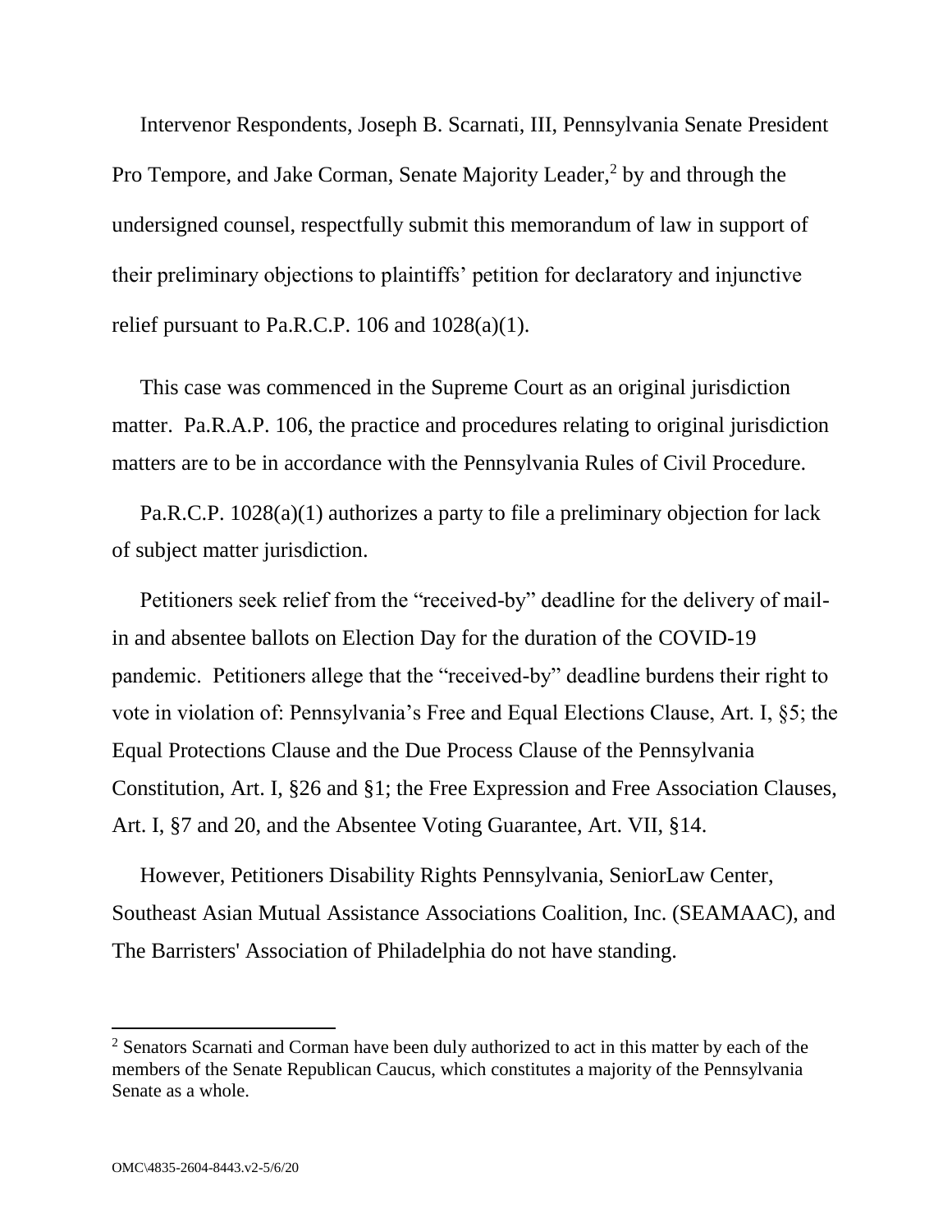Intervenor Respondents, Joseph B. Scarnati, III, Pennsylvania Senate President Pro Tempore, and Jake Corman, Senate Majority Leader,[2] by and through the undersigned counsel, respectfully submit this memorandum of law in support of their preliminary objections to plaintiffs' petition for declaratory and injunctive relief pursuant to Pa.R.C.P. 106 and 1028(a)(1).

This case was commenced in the Supreme Court as an original jurisdiction matter. Pa.R.A.P. 106, the practice and procedures relating to original jurisdiction matters are to be in accordance with the Pennsylvania Rules of Civil Procedure.

Pa.R.C.P. 1028(a)(1) authorizes a party to file a preliminary objection for lack of subject matter jurisdiction.

Petitioners seek relief from the "received-by" deadline for the delivery of mail-in and absentee ballots on Election Day for the duration of the COVID-19 pandemic. Petitioners allege that the "received-by" deadline burdens their right to vote in violation of: Pennsylvania's Free and Equal Elections Clause, Art. I, §5; the Equal Protections Clause and the Due Process Clause of the Pennsylvania Constitution, Art. I, §26 and §1; the Free Expression and Free Association Clauses, Art. I, §7 and 20, and the Absentee Voting Guarantee, Art. VII, §14.

However, Petitioners Disability Rights Pennsylvania, SeniorLaw Center, Southeast Asian Mutual Assistance Associations Coalition, Inc. (SEAMAAC), and The Barristers' Association of Philadelphia do not have standing.

[2] Senators Scarnati and Corman have been duly authorized to act in this matter by each of the members of the Senate Republican Caucus, which constitutes a majority of the Pennsylvania Senate as a whole.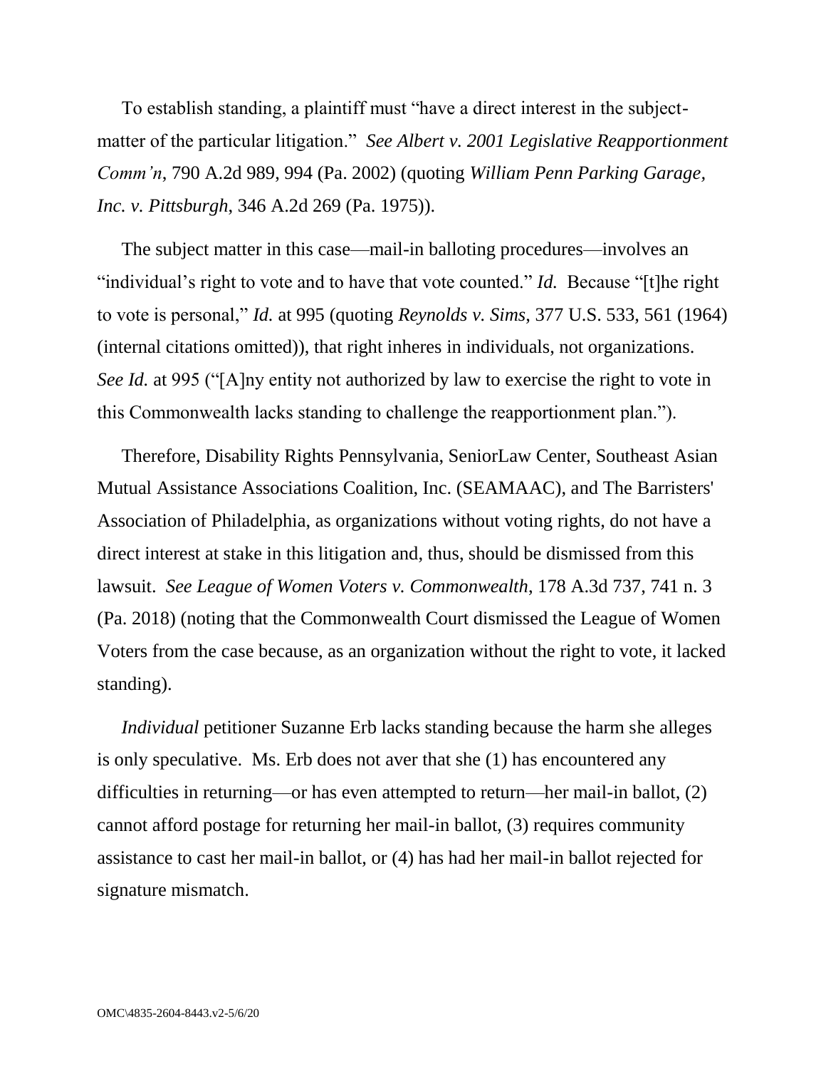To establish standing, a plaintiff must "have a direct interest in the subject-matter of the particular litigation." *See Albert v. 2001 Legislative Reapportionment Comm'n*, 790 A.2d 989, 994 (Pa. 2002) (quoting *William Penn Parking Garage, Inc. v. Pittsburgh*, 346 A.2d 269 (Pa. 1975)).

The subject matter in this case—mail-in balloting procedures—involves an "individual's right to vote and to have that vote counted." *Id.* Because "[t]he right to vote is personal," *Id.* at 995 (quoting *Reynolds v. Sims*, 377 U.S. 533, 561 (1964) (internal citations omitted)), that right inheres in individuals, not organizations. *See Id.* at 995 ("[A]ny entity not authorized by law to exercise the right to vote in this Commonwealth lacks standing to challenge the reapportionment plan.").

Therefore, Disability Rights Pennsylvania, SeniorLaw Center, Southeast Asian Mutual Assistance Associations Coalition, Inc. (SEAMAAC), and The Barristers' Association of Philadelphia, as organizations without voting rights, do not have a direct interest at stake in this litigation and, thus, should be dismissed from this lawsuit. *See League of Women Voters v. Commonwealth*, 178 A.3d 737, 741 n. 3 (Pa. 2018) (noting that the Commonwealth Court dismissed the League of Women Voters from the case because, as an organization without the right to vote, it lacked standing).

*Individual* petitioner Suzanne Erb lacks standing because the harm she alleges is only speculative. Ms. Erb does not aver that she (1) has encountered any difficulties in returning—or has even attempted to return—her mail-in ballot, (2) cannot afford postage for returning her mail-in ballot, (3) requires community assistance to cast her mail-in ballot, or (4) has had her mail-in ballot rejected for signature mismatch.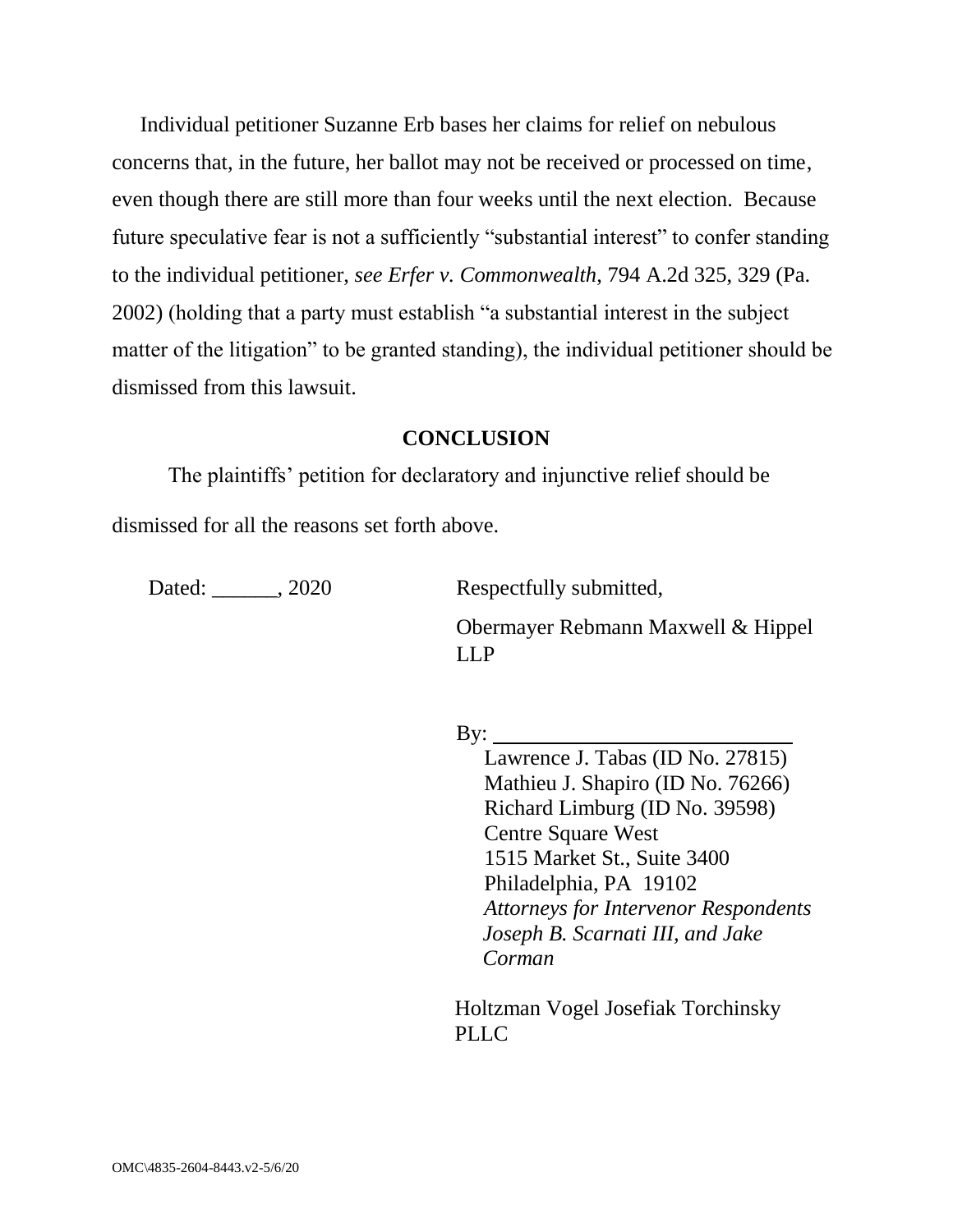Individual petitioner Suzanne Erb bases her claims for relief on nebulous concerns that, in the future, her ballot may not be received or processed on time, even though there are still more than four weeks until the next election. Because future speculative fear is not a sufficiently "substantial interest" to confer standing to the individual petitioner, *see Erfer v. Commonwealth*, 794 A.2d 325, 329 (Pa. 2002) (holding that a party must establish "a substantial interest in the subject matter of the litigation" to be granted standing), the individual petitioner should be dismissed from this lawsuit.

## CONCLUSION

The plaintiffs' petition for declaratory and injunctive relief should be dismissed for all the reasons set forth above.

Dated: ______, 2020

Respectfully submitted,

Obermayer Rebmann Maxwell & Hippel LLP

By: ___________________________

Lawrence J. Tabas (ID No. 27815)
Mathieu J. Shapiro (ID No. 76266)
Richard Limburg (ID No. 39598)
Centre Square West
1515 Market St., Suite 3400
Philadelphia, PA 19102
*Attorneys for Intervenor Respondents Joseph B. Scarnati III, and Jake Corman*

Holtzman Vogel Josefiak Torchinsky PLLC

OMC\4835-2604-8443.v2-5/6/20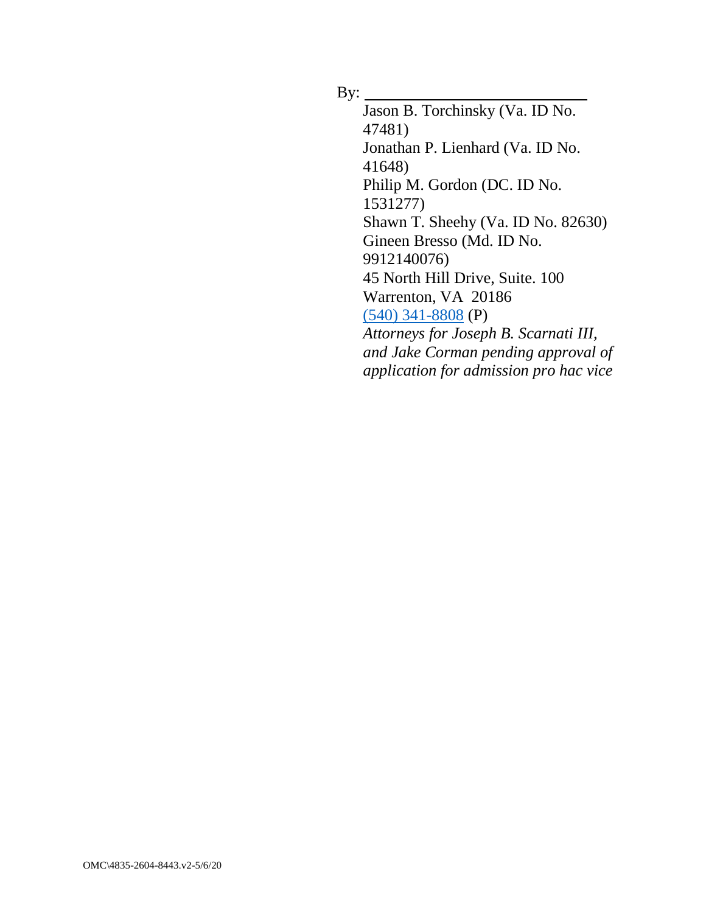By: \_\_\_\_\_\_\_\_\_\_\_\_\_\_\_\_\_\_\_\_\_\_\_\_\_\_

Jason B. Torchinsky (Va. ID No. 47481)
Jonathan P. Lienhard (Va. ID No. 41648)
Philip M. Gordon (DC. ID No. 1531277)
Shawn T. Sheehy (Va. ID No. 82630)
Gineen Bresso (Md. ID No. 9912140076)
45 North Hill Drive, Suite. 100
Warrenton, VA 20186
(540) 341-8808 (P)
*Attorneys for Joseph B. Scarnati III, and Jake Corman pending approval of application for admission pro hac vice*

OMC\4835-2604-8443.v2-5/6/20